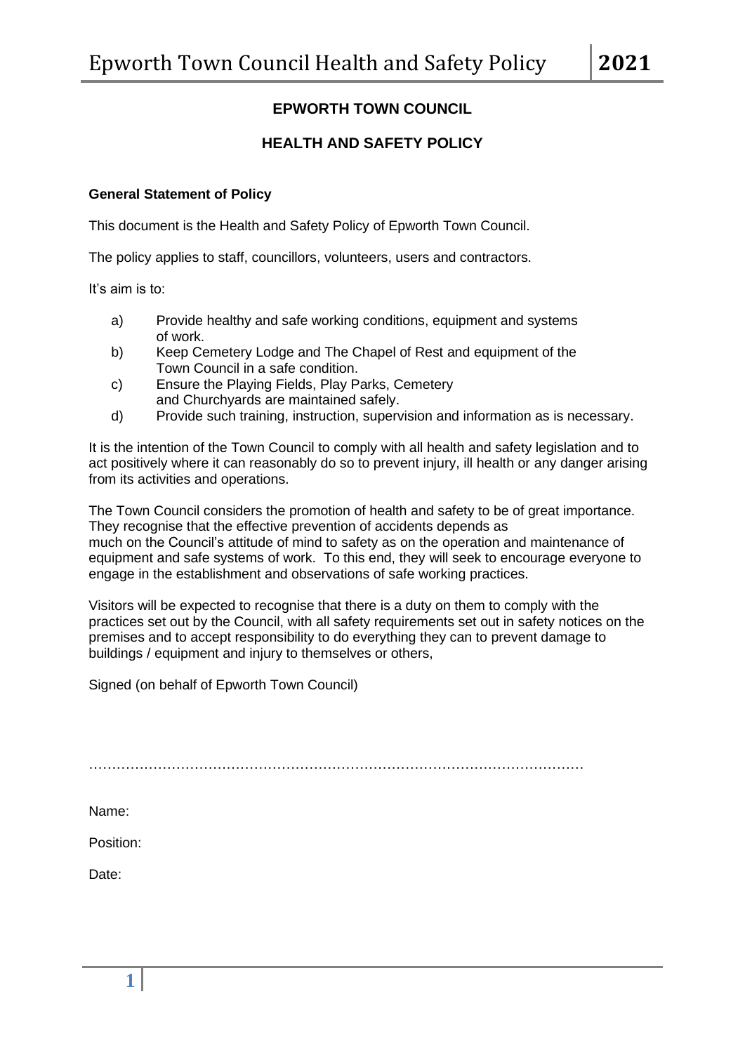# EPWORTH TOWN COUNCIL

## HEALTH AND SAFETY POLICY

**General Statement of Policy**

This document is the Health and Safety Policy of Epworth Town Council.

The policy applies to staff, councillors, volunteers, users and contractors.

It's aim is to:

a) Provide healthy and safe working conditions, equipment and systems of work.
b) Keep Cemetery Lodge and The Chapel of Rest and equipment of the Town Council in a safe condition.
c) Ensure the Playing Fields, Play Parks, Cemetery and Churchyards are maintained safely.
d) Provide such training, instruction, supervision and information as is necessary.

It is the intention of the Town Council to comply with all health and safety legislation and to act positively where it can reasonably do so to prevent injury, ill health or any danger arising from its activities and operations.

The Town Council considers the promotion of health and safety to be of great importance. They recognise that the effective prevention of accidents depends as much on the Council's attitude of mind to safety as on the operation and maintenance of equipment and safe systems of work. To this end, they will seek to encourage everyone to engage in the establishment and observations of safe working practices.

Visitors will be expected to recognise that there is a duty on them to comply with the practices set out by the Council, with all safety requirements set out in safety notices on the premises and to accept responsibility to do everything they can to prevent damage to buildings / equipment and injury to themselves or others,

Signed (on behalf of Epworth Town Council)

…………………………………………………………………………………………………

Name:

Position:

Date: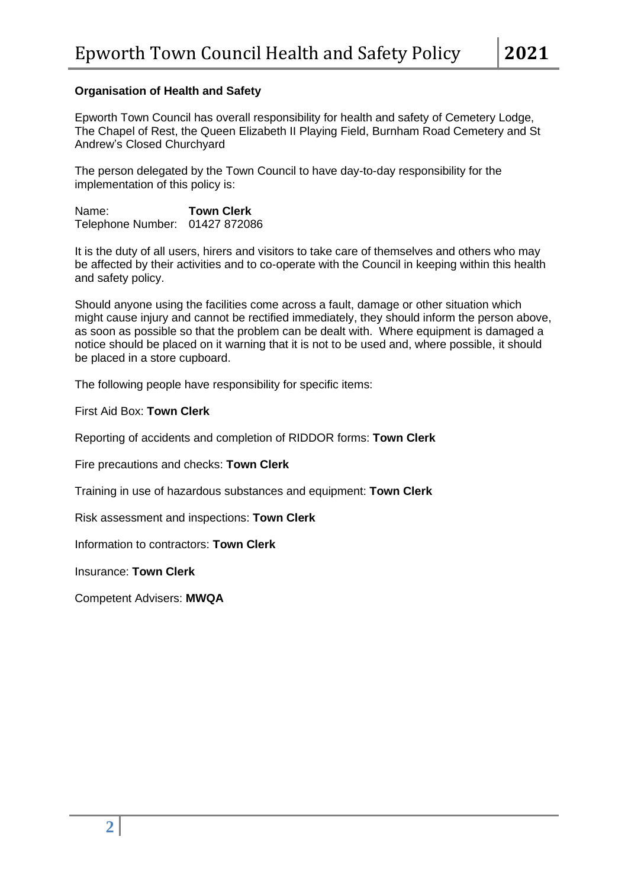**Organisation of Health and Safety**

Epworth Town Council has overall responsibility for health and safety of Cemetery Lodge, The Chapel of Rest, the Queen Elizabeth II Playing Field, Burnham Road Cemetery and St Andrew's Closed Churchyard

The person delegated by the Town Council to have day-to-day responsibility for the implementation of this policy is:

Name: **Town Clerk**
Telephone Number: 01427 872086

It is the duty of all users, hirers and visitors to take care of themselves and others who may be affected by their activities and to co-operate with the Council in keeping within this health and safety policy.

Should anyone using the facilities come across a fault, damage or other situation which might cause injury and cannot be rectified immediately, they should inform the person above, as soon as possible so that the problem can be dealt with. Where equipment is damaged a notice should be placed on it warning that it is not to be used and, where possible, it should be placed in a store cupboard.

The following people have responsibility for specific items:

First Aid Box: **Town Clerk**

Reporting of accidents and completion of RIDDOR forms: **Town Clerk**

Fire precautions and checks: **Town Clerk**

Training in use of hazardous substances and equipment: **Town Clerk**

Risk assessment and inspections: **Town Clerk**

Information to contractors: **Town Clerk**

Insurance: **Town Clerk**

Competent Advisers: **MWQA**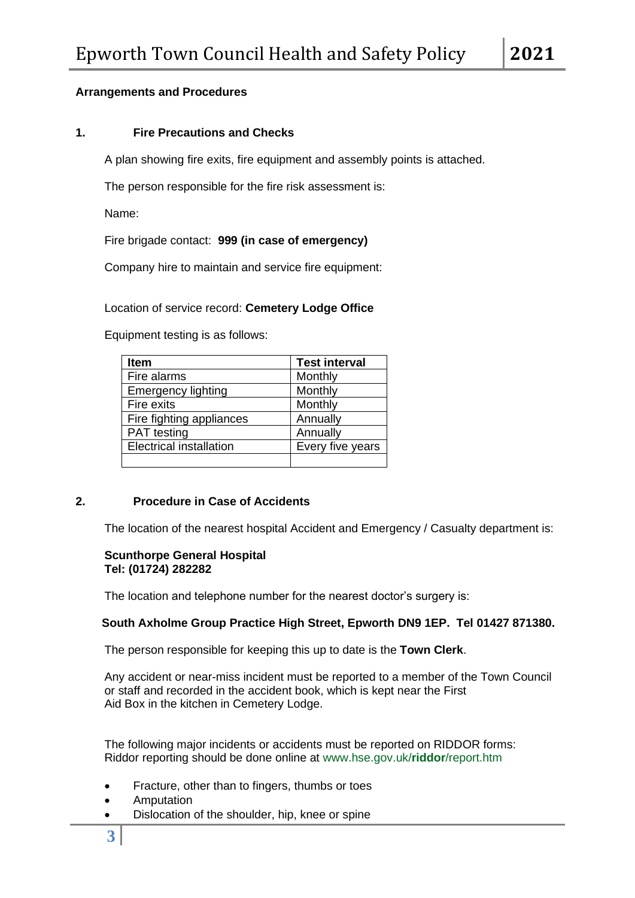**Arrangements and Procedures**

## 1. Fire Precautions and Checks

A plan showing fire exits, fire equipment and assembly points is attached.

The person responsible for the fire risk assessment is:

Name:

Fire brigade contact: **999 (in case of emergency)**

Company hire to maintain and service fire equipment:

Location of service record: **Cemetery Lodge Office**

Equipment testing is as follows:

| Item | Test interval |
|---|---|
| Fire alarms | Monthly |
| Emergency lighting | Monthly |
| Fire exits | Monthly |
| Fire fighting appliances | Annually |
| PAT testing | Annually |
| Electrical installation | Every five years |
| | |

## 2. Procedure in Case of Accidents

The location of the nearest hospital Accident and Emergency / Casualty department is:

**Scunthorpe General Hospital**
**Tel: (01724) 282282**

The location and telephone number for the nearest doctor's surgery is:

**South Axholme Group Practice High Street, Epworth DN9 1EP. Tel 01427 871380.**

The person responsible for keeping this up to date is the **Town Clerk**.

Any accident or near-miss incident must be reported to a member of the Town Council or staff and recorded in the accident book, which is kept near the First Aid Box in the kitchen in Cemetery Lodge.

The following major incidents or accidents must be reported on RIDDOR forms:
Riddor reporting should be done online at www.hse.gov.uk/**riddor**/report.htm

- Fracture, other than to fingers, thumbs or toes
- Amputation
- Dislocation of the shoulder, hip, knee or spine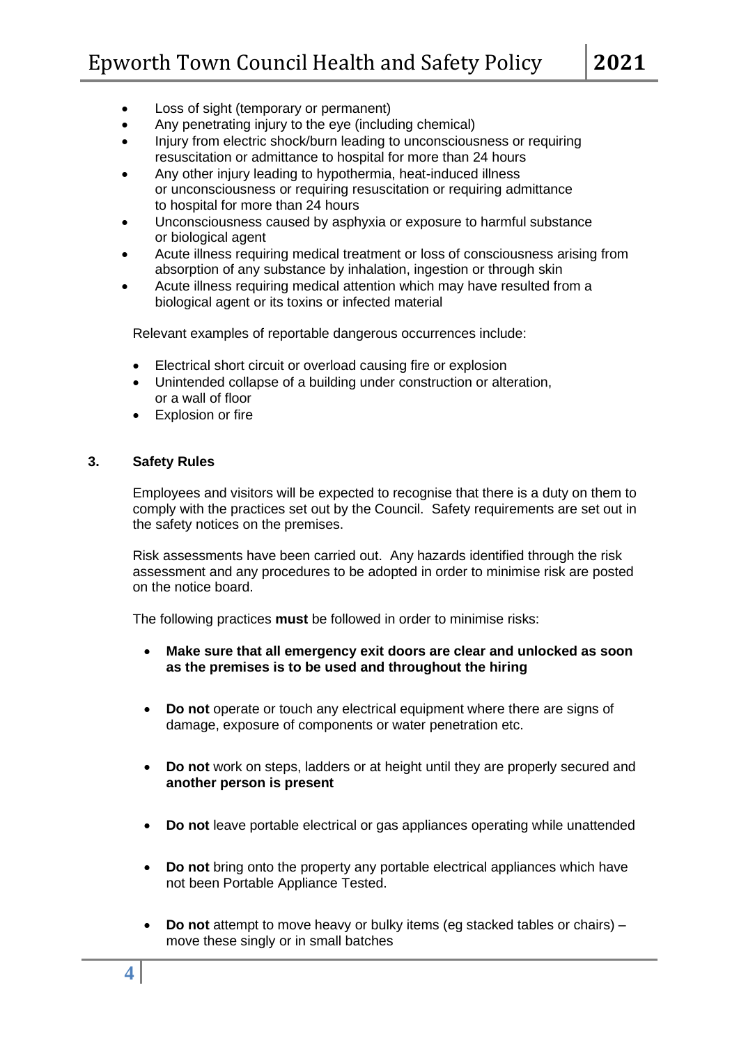- Loss of sight (temporary or permanent)
- Any penetrating injury to the eye (including chemical)
- Injury from electric shock/burn leading to unconsciousness or requiring resuscitation or admittance to hospital for more than 24 hours
- Any other injury leading to hypothermia, heat-induced illness or unconsciousness or requiring resuscitation or requiring admittance to hospital for more than 24 hours
- Unconsciousness caused by asphyxia or exposure to harmful substance or biological agent
- Acute illness requiring medical treatment or loss of consciousness arising from absorption of any substance by inhalation, ingestion or through skin
- Acute illness requiring medical attention which may have resulted from a biological agent or its toxins or infected material

Relevant examples of reportable dangerous occurrences include:

- Electrical short circuit or overload causing fire or explosion
- Unintended collapse of a building under construction or alteration, or a wall of floor
- Explosion or fire

## 3. Safety Rules

Employees and visitors will be expected to recognise that there is a duty on them to comply with the practices set out by the Council. Safety requirements are set out in the safety notices on the premises.

Risk assessments have been carried out. Any hazards identified through the risk assessment and any procedures to be adopted in order to minimise risk are posted on the notice board.

The following practices **must** be followed in order to minimise risks:

- **Make sure that all emergency exit doors are clear and unlocked as soon as the premises is to be used and throughout the hiring**
- **Do not** operate or touch any electrical equipment where there are signs of damage, exposure of components or water penetration etc.
- **Do not** work on steps, ladders or at height until they are properly secured and **another person is present**
- **Do not** leave portable electrical or gas appliances operating while unattended
- **Do not** bring onto the property any portable electrical appliances which have not been Portable Appliance Tested.
- **Do not** attempt to move heavy or bulky items (eg stacked tables or chairs) – move these singly or in small batches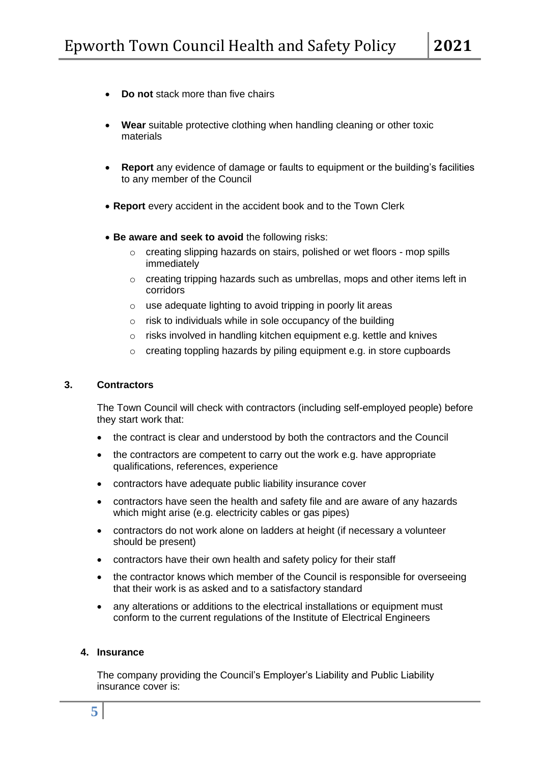- **Do not** stack more than five chairs
- **Wear** suitable protective clothing when handling cleaning or other toxic materials
- **Report** any evidence of damage or faults to equipment or the building's facilities to any member of the Council
- **Report** every accident in the accident book and to the Town Clerk
- **Be aware and seek to avoid** the following risks:
    - creating slipping hazards on stairs, polished or wet floors - mop spills immediately
    - creating tripping hazards such as umbrellas, mops and other items left in corridors
    - use adequate lighting to avoid tripping in poorly lit areas
    - risk to individuals while in sole occupancy of the building
    - risks involved in handling kitchen equipment e.g. kettle and knives
    - creating toppling hazards by piling equipment e.g. in store cupboards

### 3. Contractors

The Town Council will check with contractors (including self-employed people) before they start work that:

- the contract is clear and understood by both the contractors and the Council
- the contractors are competent to carry out the work e.g. have appropriate qualifications, references, experience
- contractors have adequate public liability insurance cover
- contractors have seen the health and safety file and are aware of any hazards which might arise (e.g. electricity cables or gas pipes)
- contractors do not work alone on ladders at height (if necessary a volunteer should be present)
- contractors have their own health and safety policy for their staff
- the contractor knows which member of the Council is responsible for overseeing that their work is as asked and to a satisfactory standard
- any alterations or additions to the electrical installations or equipment must conform to the current regulations of the Institute of Electrical Engineers

### 4. Insurance

The company providing the Council's Employer's Liability and Public Liability insurance cover is: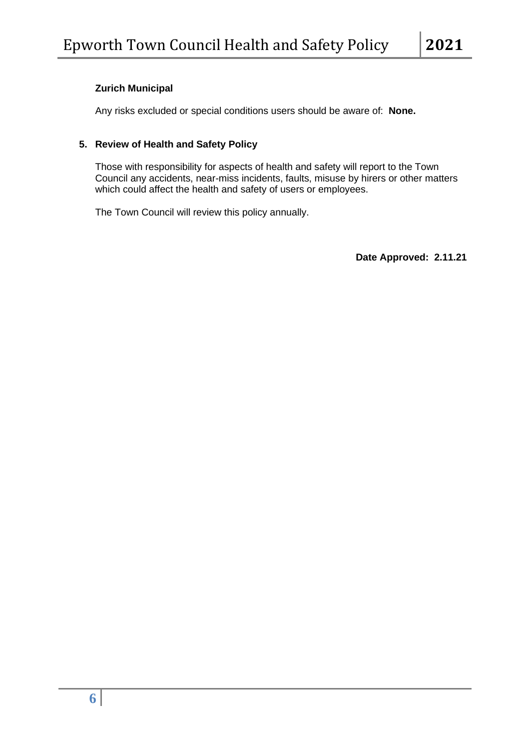**Zurich Municipal**

Any risks excluded or special conditions users should be aware of: **None.**

## 5. Review of Health and Safety Policy

Those with responsibility for aspects of health and safety will report to the Town Council any accidents, near-miss incidents, faults, misuse by hirers or other matters which could affect the health and safety of users or employees.

The Town Council will review this policy annually.

**Date Approved: 2.11.21**